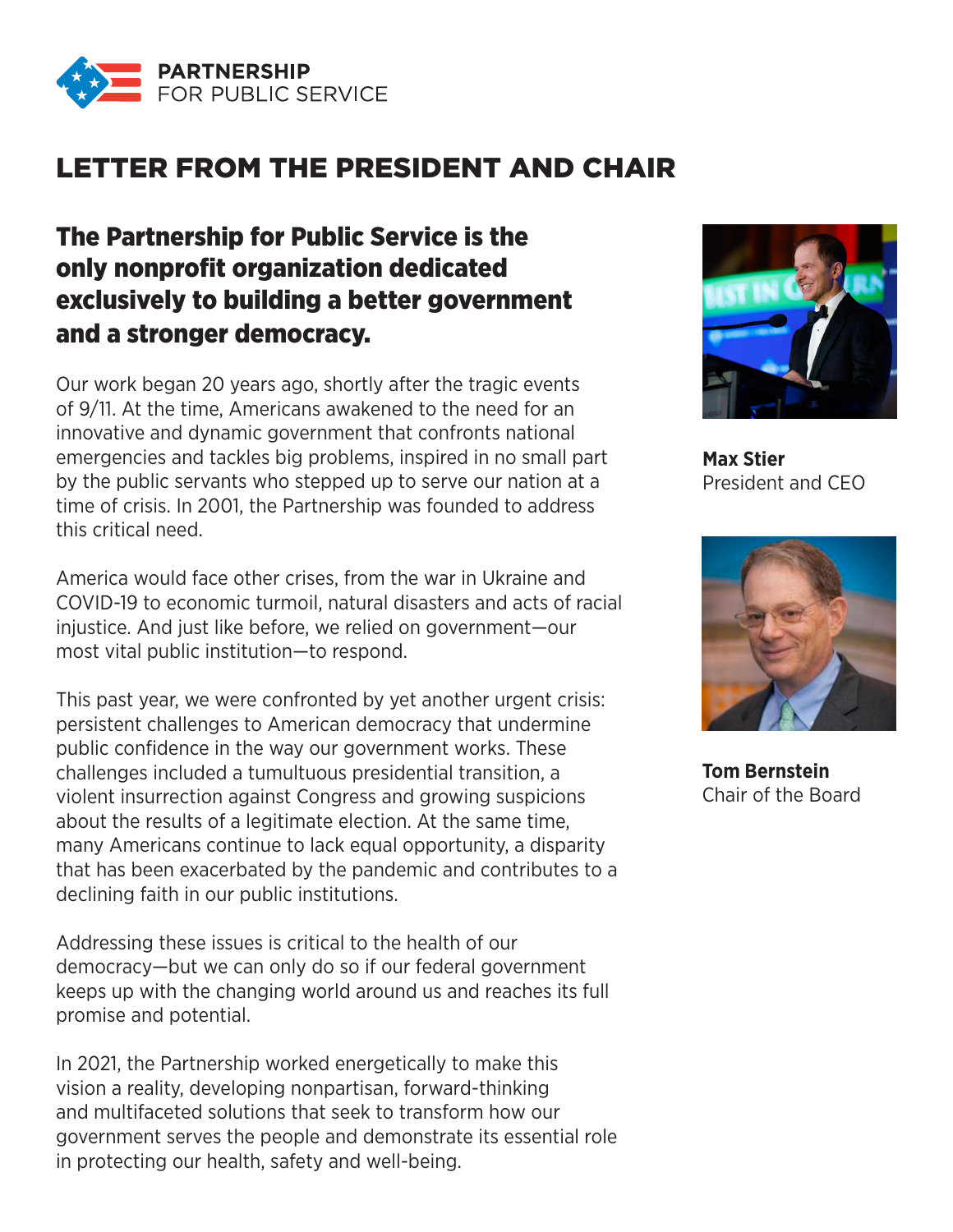PARTNERSHIP FOR PUBLIC SERVICE

# LETTER FROM THE PRESIDENT AND CHAIR

## The Partnership for Public Service is the only nonprofit organization dedicated exclusively to building a better government and a stronger democracy.

Our work began 20 years ago, shortly after the tragic events of 9/11. At the time, Americans awakened to the need for an innovative and dynamic government that confronts national emergencies and tackles big problems, inspired in no small part by the public servants who stepped up to serve our nation at a time of crisis. In 2001, the Partnership was founded to address this critical need.

America would face other crises, from the war in Ukraine and COVID-19 to economic turmoil, natural disasters and acts of racial injustice. And just like before, we relied on government—our most vital public institution—to respond.

This past year, we were confronted by yet another urgent crisis: persistent challenges to American democracy that undermine public confidence in the way our government works. These challenges included a tumultuous presidential transition, a violent insurrection against Congress and growing suspicions about the results of a legitimate election. At the same time, many Americans continue to lack equal opportunity, a disparity that has been exacerbated by the pandemic and contributes to a declining faith in our public institutions.

Addressing these issues is critical to the health of our democracy—but we can only do so if our federal government keeps up with the changing world around us and reaches its full promise and potential.

In 2021, the Partnership worked energetically to make this vision a reality, developing nonpartisan, forward-thinking and multifaceted solutions that seek to transform how our government serves the people and demonstrate its essential role in protecting our health, safety and well-being.

**Max Stier**
President and CEO

**Tom Bernstein**
Chair of the Board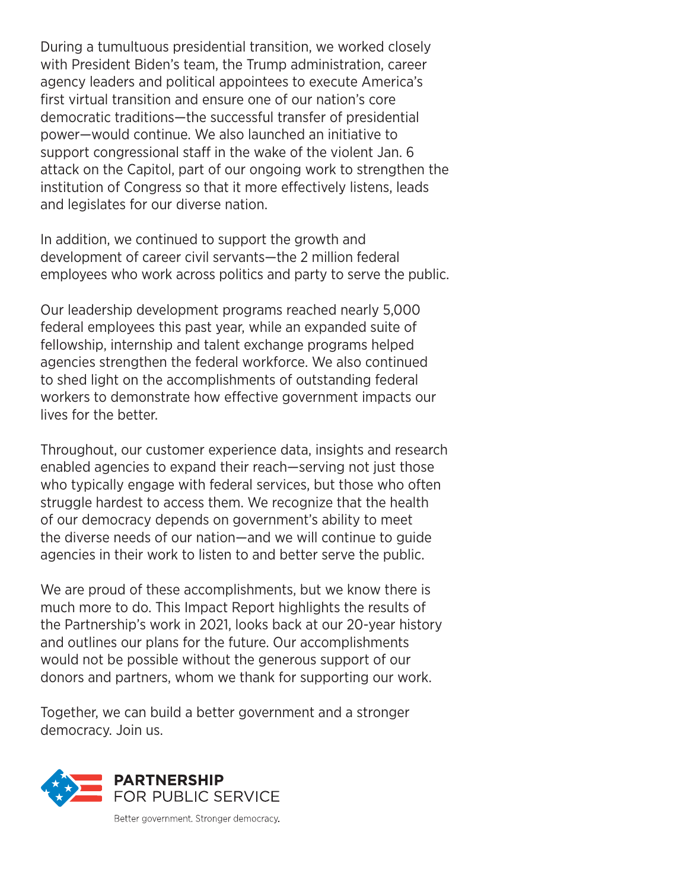During a tumultuous presidential transition, we worked closely with President Biden's team, the Trump administration, career agency leaders and political appointees to execute America's first virtual transition and ensure one of our nation's core democratic traditions—the successful transfer of presidential power—would continue. We also launched an initiative to support congressional staff in the wake of the violent Jan. 6 attack on the Capitol, part of our ongoing work to strengthen the institution of Congress so that it more effectively listens, leads and legislates for our diverse nation.

In addition, we continued to support the growth and development of career civil servants—the 2 million federal employees who work across politics and party to serve the public.

Our leadership development programs reached nearly 5,000 federal employees this past year, while an expanded suite of fellowship, internship and talent exchange programs helped agencies strengthen the federal workforce. We also continued to shed light on the accomplishments of outstanding federal workers to demonstrate how effective government impacts our lives for the better.

Throughout, our customer experience data, insights and research enabled agencies to expand their reach—serving not just those who typically engage with federal services, but those who often struggle hardest to access them. We recognize that the health of our democracy depends on government's ability to meet the diverse needs of our nation—and we will continue to guide agencies in their work to listen to and better serve the public.

We are proud of these accomplishments, but we know there is much more to do. This Impact Report highlights the results of the Partnership's work in 2021, looks back at our 20-year history and outlines our plans for the future. Our accomplishments would not be possible without the generous support of our donors and partners, whom we thank for supporting our work.

Together, we can build a better government and a stronger democracy. Join us.

**PARTNERSHIP**
FOR PUBLIC SERVICE

Better government. Stronger democracy.